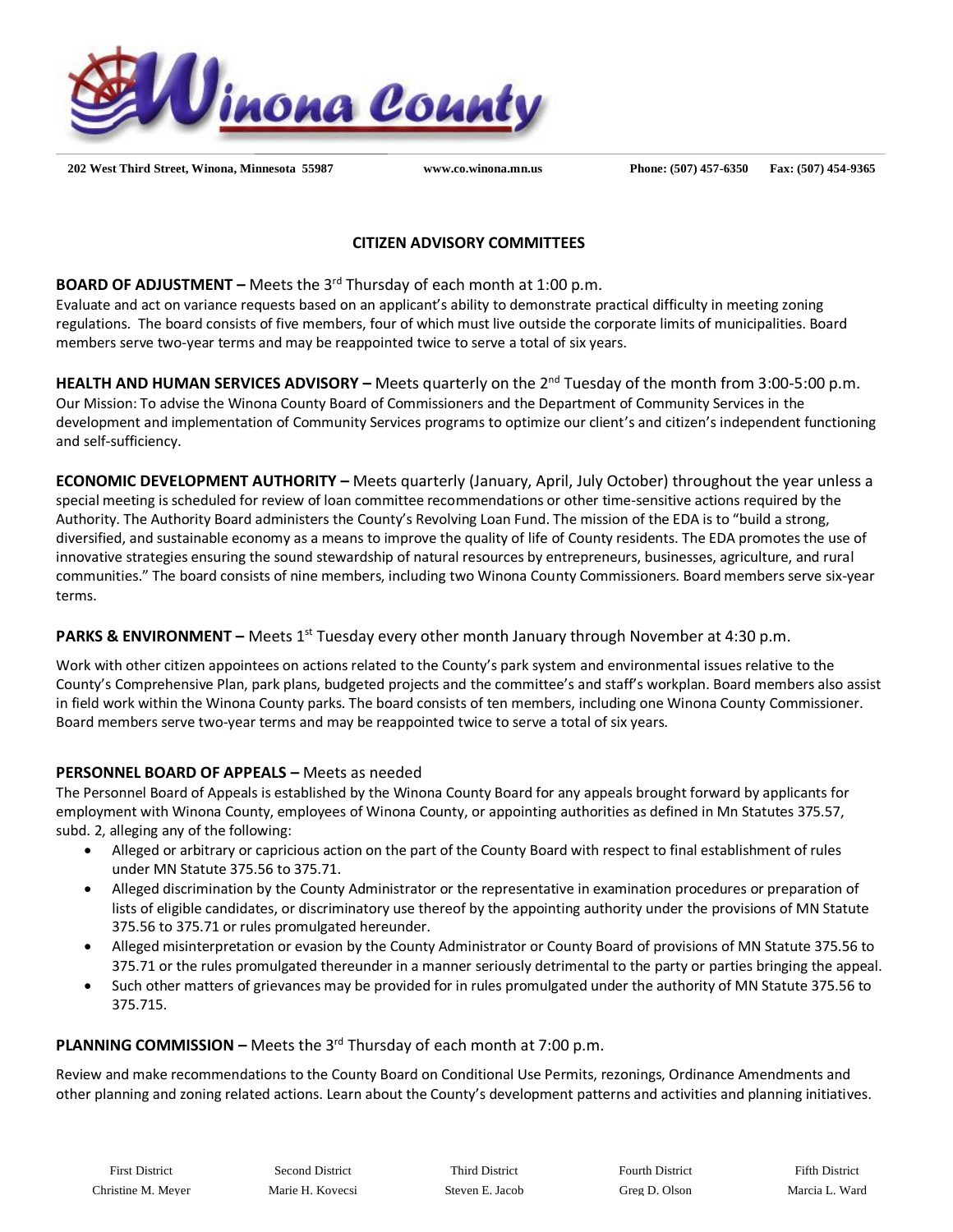# Winona County

**202 West Third Street, Winona, Minnesota 55987** **www.co.winona.mn.us** **Phone: (507) 457-6350** **Fax: (507) 454-9365**

## CITIZEN ADVISORY COMMITTEES

**BOARD OF ADJUSTMENT –** Meets the 3rd Thursday of each month at 1:00 p.m.

Evaluate and act on variance requests based on an applicant's ability to demonstrate practical difficulty in meeting zoning regulations. The board consists of five members, four of which must live outside the corporate limits of municipalities. Board members serve two-year terms and may be reappointed twice to serve a total of six years.

**HEALTH AND HUMAN SERVICES ADVISORY –** Meets quarterly on the 2nd Tuesday of the month from 3:00-5:00 p.m.

Our Mission: To advise the Winona County Board of Commissioners and the Department of Community Services in the development and implementation of Community Services programs to optimize our client's and citizen's independent functioning and self-sufficiency.

**ECONOMIC DEVELOPMENT AUTHORITY –** Meets quarterly (January, April, July October) throughout the year unless a special meeting is scheduled for review of loan committee recommendations or other time-sensitive actions required by the Authority. The Authority Board administers the County's Revolving Loan Fund. The mission of the EDA is to "build a strong, diversified, and sustainable economy as a means to improve the quality of life of County residents. The EDA promotes the use of innovative strategies ensuring the sound stewardship of natural resources by entrepreneurs, businesses, agriculture, and rural communities." The board consists of nine members, including two Winona County Commissioners. Board members serve six-year terms.

**PARKS & ENVIRONMENT –** Meets 1st Tuesday every other month January through November at 4:30 p.m.

Work with other citizen appointees on actions related to the County's park system and environmental issues relative to the County's Comprehensive Plan, park plans, budgeted projects and the committee's and staff's workplan. Board members also assist in field work within the Winona County parks. The board consists of ten members, including one Winona County Commissioner. Board members serve two-year terms and may be reappointed twice to serve a total of six years.

**PERSONNEL BOARD OF APPEALS –** Meets as needed

The Personnel Board of Appeals is established by the Winona County Board for any appeals brought forward by applicants for employment with Winona County, employees of Winona County, or appointing authorities as defined in Mn Statutes 375.57, subd. 2, alleging any of the following:

- Alleged or arbitrary or capricious action on the part of the County Board with respect to final establishment of rules under MN Statute 375.56 to 375.71.
- Alleged discrimination by the County Administrator or the representative in examination procedures or preparation of lists of eligible candidates, or discriminatory use thereof by the appointing authority under the provisions of MN Statute 375.56 to 375.71 or rules promulgated hereunder.
- Alleged misinterpretation or evasion by the County Administrator or County Board of provisions of MN Statute 375.56 to 375.71 or the rules promulgated thereunder in a manner seriously detrimental to the party or parties bringing the appeal.
- Such other matters of grievances may be provided for in rules promulgated under the authority of MN Statute 375.56 to 375.715.

**PLANNING COMMISSION –** Meets the 3rd Thursday of each month at 7:00 p.m.

Review and make recommendations to the County Board on Conditional Use Permits, rezonings, Ordinance Amendments and other planning and zoning related actions. Learn about the County's development patterns and activities and planning initiatives.

| First District | Second District | Third District | Fourth District | Fifth District |
|---|---|---|---|---|
| Christine M. Meyer | Marie H. Kovecsi | Steven E. Jacob | Greg D. Olson | Marcia L. Ward |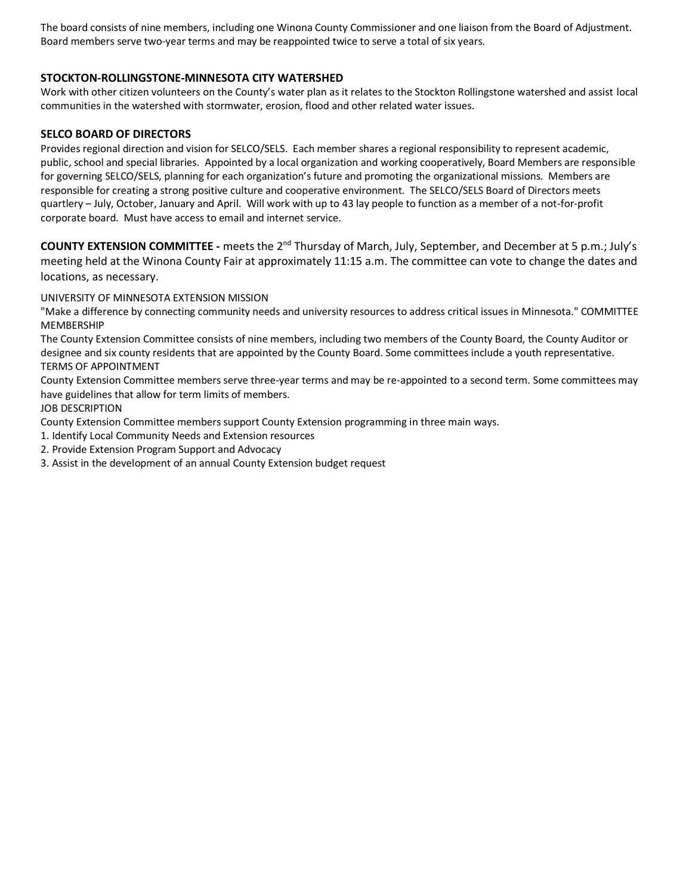The board consists of nine members, including one Winona County Commissioner and one liaison from the Board of Adjustment. Board members serve two-year terms and may be reappointed twice to serve a total of six years.

## STOCKTON-ROLLINGSTONE-MINNESOTA CITY WATERSHED

Work with other citizen volunteers on the County's water plan as it relates to the Stockton Rollingstone watershed and assist local communities in the watershed with stormwater, erosion, flood and other related water issues.

## SELCO BOARD OF DIRECTORS

Provides regional direction and vision for SELCO/SELS. Each member shares a regional responsibility to represent academic, public, school and special libraries. Appointed by a local organization and working cooperatively, Board Members are responsible for governing SELCO/SELS, planning for each organization's future and promoting the organizational missions. Members are responsible for creating a strong positive culture and cooperative environment. The SELCO/SELS Board of Directors meets quartlery – July, October, January and April. Will work with up to 43 lay people to function as a member of a not-for-profit corporate board. Must have access to email and internet service.

**COUNTY EXTENSION COMMITTEE -** meets the 2nd Thursday of March, July, September, and December at 5 p.m.; July's meeting held at the Winona County Fair at approximately 11:15 a.m. The committee can vote to change the dates and locations, as necessary.

UNIVERSITY OF MINNESOTA EXTENSION MISSION

"Make a difference by connecting community needs and university resources to address critical issues in Minnesota." COMMITTEE MEMBERSHIP

The County Extension Committee consists of nine members, including two members of the County Board, the County Auditor or designee and six county residents that are appointed by the County Board. Some committees include a youth representative.

TERMS OF APPOINTMENT

County Extension Committee members serve three-year terms and may be re-appointed to a second term. Some committees may have guidelines that allow for term limits of members.

JOB DESCRIPTION

County Extension Committee members support County Extension programming in three main ways.

1. Identify Local Community Needs and Extension resources
2. Provide Extension Program Support and Advocacy
3. Assist in the development of an annual County Extension budget request